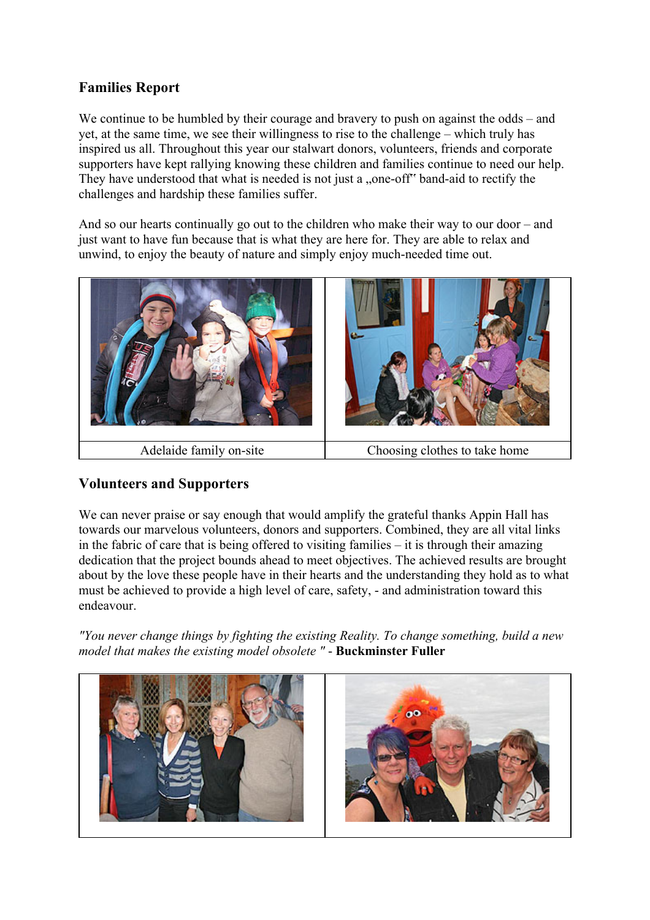## Families Report

We continue to be humbled by their courage and bravery to push on against the odds – and yet, at the same time, we see their willingness to rise to the challenge – which truly has inspired us all. Throughout this year our stalwart donors, volunteers, friends and corporate supporters have kept rallying knowing these children and families continue to need our help. They have understood that what is needed is not just a „one-off" band-aid to rectify the challenges and hardship these families suffer.

And so our hearts continually go out to the children who make their way to our door – and just want to have fun because that is what they are here for. They are able to relax and unwind, to enjoy the beauty of nature and simply enjoy much-needed time out.

| Adelaide family on-site | Choosing clothes to take home |
|---|---|

## Volunteers and Supporters

We can never praise or say enough that would amplify the grateful thanks Appin Hall has towards our marvelous volunteers, donors and supporters. Combined, they are all vital links in the fabric of care that is being offered to visiting families – it is through their amazing dedication that the project bounds ahead to meet objectives. The achieved results are brought about by the love these people have in their hearts and the understanding they hold as to what must be achieved to provide a high level of care, safety, - and administration toward this endeavour.

*"You never change things by fighting the existing Reality. To change something, build a new model that makes the existing model obsolete "* - **Buckminster Fuller**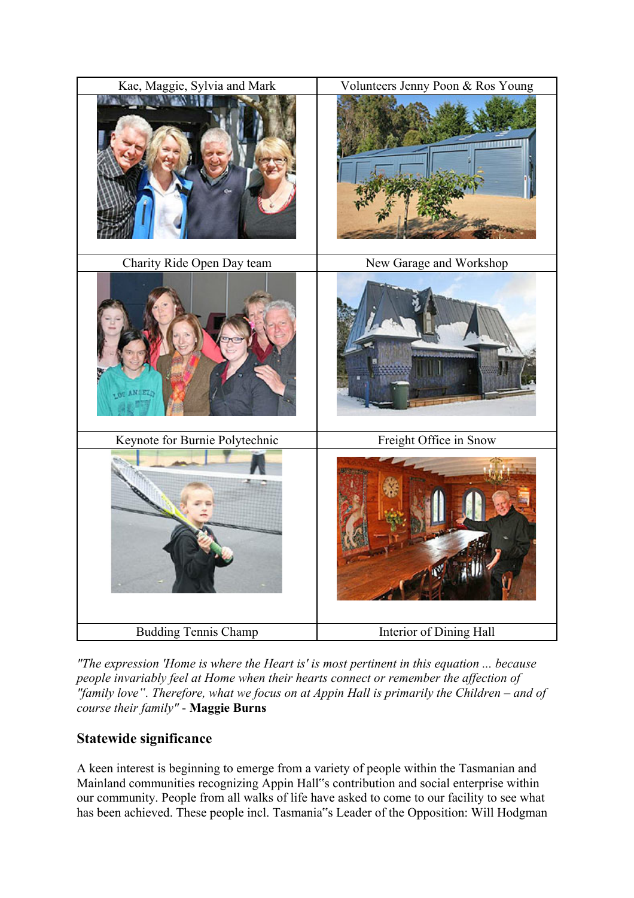| Kae, Maggie, Sylvia and Mark | Volunteers Jenny Poon & Ros Young |
| --- | --- |
| | |
| Charity Ride Open Day team | New Garage and Workshop |
| | |
| Keynote for Burnie Polytechnic | Freight Office in Snow |
| | |
| Budding Tennis Champ | Interior of Dining Hall |

*"The expression 'Home is where the Heart is' is most pertinent in this equation ... because people invariably feel at Home when their hearts connect or remember the affection of "family love". Therefore, what we focus on at Appin Hall is primarily the Children – and of course their family"* - **Maggie Burns**

### Statewide significance

A keen interest is beginning to emerge from a variety of people within the Tasmanian and Mainland communities recognizing Appin Hall"s contribution and social enterprise within our community. People from all walks of life have asked to come to our facility to see what has been achieved. These people incl. Tasmania"s Leader of the Opposition: Will Hodgman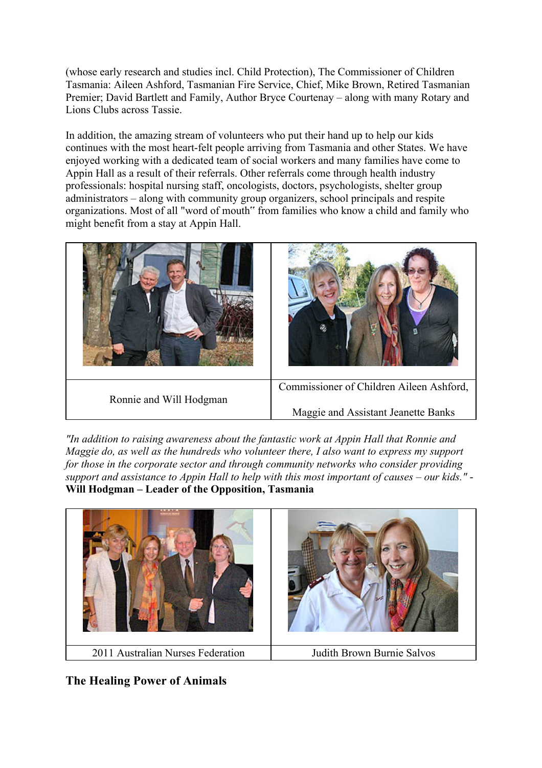(whose early research and studies incl. Child Protection), The Commissioner of Children Tasmania: Aileen Ashford, Tasmanian Fire Service, Chief, Mike Brown, Retired Tasmanian Premier; David Bartlett and Family, Author Bryce Courtenay – along with many Rotary and Lions Clubs across Tassie.

In addition, the amazing stream of volunteers who put their hand up to help our kids continues with the most heart-felt people arriving from Tasmania and other States. We have enjoyed working with a dedicated team of social workers and many families have come to Appin Hall as a result of their referrals. Other referrals come through health industry professionals: hospital nursing staff, oncologists, doctors, psychologists, shelter group administrators – along with community group organizers, school principals and respite organizations. Most of all "word of mouth" from families who know a child and family who might benefit from a stay at Appin Hall.

| Ronnie and Will Hodgman | Commissioner of Children Aileen Ashford, Maggie and Assistant Jeanette Banks |
|---|---|

*"In addition to raising awareness about the fantastic work at Appin Hall that Ronnie and Maggie do, as well as the hundreds who volunteer there, I also want to express my support for those in the corporate sector and through community networks who consider providing support and assistance to Appin Hall to help with this most important of causes – our kids."* - **Will Hodgman – Leader of the Opposition, Tasmania**

| 2011 Australian Nurses Federation | Judith Brown Burnie Salvos |
|---|---|

## The Healing Power of Animals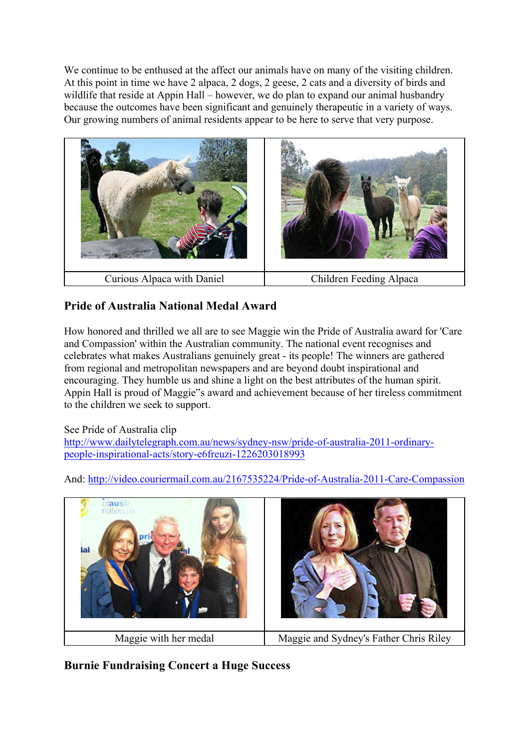We continue to be enthused at the affect our animals have on many of the visiting children. At this point in time we have 2 alpaca, 2 dogs, 2 geese, 2 cats and a diversity of birds and wildlife that reside at Appin Hall – however, we do plan to expand our animal husbandry because the outcomes have been significant and genuinely therapeutic in a variety of ways. Our growing numbers of animal residents appear to be here to serve that very purpose.

| Curious Alpaca with Daniel | Children Feeding Alpaca |
|---|---|

## Pride of Australia National Medal Award

How honored and thrilled we all are to see Maggie win the Pride of Australia award for 'Care and Compassion' within the Australian community. The national event recognises and celebrates what makes Australians genuinely great - its people! The winners are gathered from regional and metropolitan newspapers and are beyond doubt inspirational and encouraging. They humble us and shine a light on the best attributes of the human spirit. Appin Hall is proud of Maggie"s award and achievement because of her tireless commitment to the children we seek to support.

See Pride of Australia clip
http://www.dailytelegraph.com.au/news/sydney-nsw/pride-of-australia-2011-ordinary-people-inspirational-acts/story-e6freuzi-1226203018993

And: http://video.couriermail.com.au/2167535224/Pride-of-Australia-2011-Care-Compassion

| Maggie with her medal | Maggie and Sydney's Father Chris Riley |
|---|---|

## Burnie Fundraising Concert a Huge Success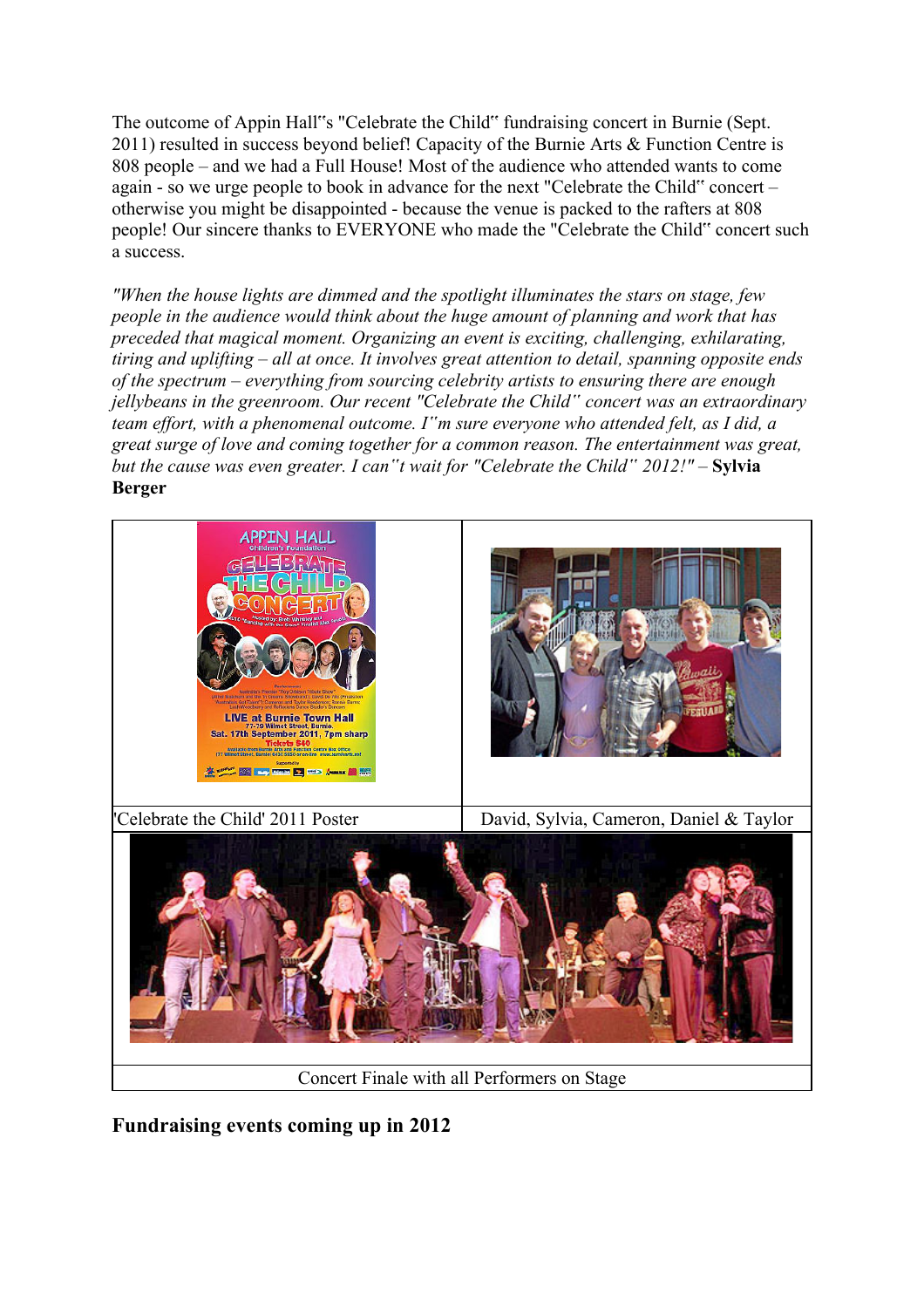The outcome of Appin Hall"s "Celebrate the Child" fundraising concert in Burnie (Sept. 2011) resulted in success beyond belief! Capacity of the Burnie Arts & Function Centre is 808 people – and we had a Full House! Most of the audience who attended wants to come again - so we urge people to book in advance for the next "Celebrate the Child" concert – otherwise you might be disappointed - because the venue is packed to the rafters at 808 people! Our sincere thanks to EVERYONE who made the "Celebrate the Child" concert such a success.

*"When the house lights are dimmed and the spotlight illuminates the stars on stage, few people in the audience would think about the huge amount of planning and work that has preceded that magical moment. Organizing an event is exciting, challenging, exhilarating, tiring and uplifting – all at once. It involves great attention to detail, spanning opposite ends of the spectrum – everything from sourcing celebrity artists to ensuring there are enough jellybeans in the greenroom. Our recent "Celebrate the Child" concert was an extraordinary team effort, with a phenomenal outcome. I"m sure everyone who attended felt, as I did, a great surge of love and coming together for a common reason. The entertainment was great, but the cause was even greater. I can"t wait for "Celebrate the Child" 2012!"* – **Sylvia Berger**

'Celebrate the Child' 2011 Poster

David, Sylvia, Cameron, Daniel & Taylor

Concert Finale with all Performers on Stage

## Fundraising events coming up in 2012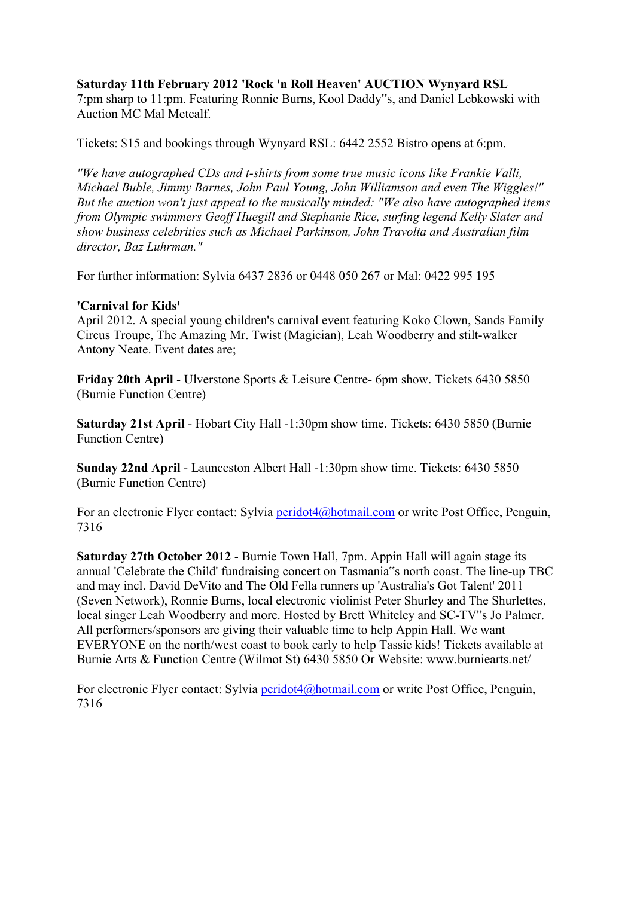**Saturday 11th February 2012 'Rock 'n Roll Heaven' AUCTION Wynyard RSL**
7:pm sharp to 11:pm. Featuring Ronnie Burns, Kool Daddy‟s, and Daniel Lebkowski with Auction MC Mal Metcalf.

Tickets: $15 and bookings through Wynyard RSL: 6442 2552 Bistro opens at 6:pm.

*"We have autographed CDs and t-shirts from some true music icons like Frankie Valli, Michael Buble, Jimmy Barnes, John Paul Young, John Williamson and even The Wiggles!" But the auction won't just appeal to the musically minded: "We also have autographed items from Olympic swimmers Geoff Huegill and Stephanie Rice, surfing legend Kelly Slater and show business celebrities such as Michael Parkinson, John Travolta and Australian film director, Baz Luhrman."*

For further information: Sylvia 6437 2836 or 0448 050 267 or Mal: 0422 995 195

**'Carnival for Kids'**
April 2012. A special young children's carnival event featuring Koko Clown, Sands Family Circus Troupe, The Amazing Mr. Twist (Magician), Leah Woodberry and stilt-walker Antony Neate. Event dates are;

**Friday 20th April** - Ulverstone Sports & Leisure Centre- 6pm show. Tickets 6430 5850 (Burnie Function Centre)

**Saturday 21st April** - Hobart City Hall -1:30pm show time. Tickets: 6430 5850 (Burnie Function Centre)

**Sunday 22nd April** - Launceston Albert Hall -1:30pm show time. Tickets: 6430 5850 (Burnie Function Centre)

For an electronic Flyer contact: Sylvia peridot4@hotmail.com or write Post Office, Penguin, 7316

**Saturday 27th October 2012** - Burnie Town Hall, 7pm. Appin Hall will again stage its annual 'Celebrate the Child' fundraising concert on Tasmania‟s north coast. The line-up TBC and may incl. David DeVito and The Old Fella runners up 'Australia's Got Talent' 2011 (Seven Network), Ronnie Burns, local electronic violinist Peter Shurley and The Shurlettes, local singer Leah Woodberry and more. Hosted by Brett Whiteley and SC-TV‟s Jo Palmer. All performers/sponsors are giving their valuable time to help Appin Hall. We want EVERYONE on the north/west coast to book early to help Tassie kids! Tickets available at Burnie Arts & Function Centre (Wilmot St) 6430 5850 Or Website: www.burniearts.net/

For electronic Flyer contact: Sylvia peridot4@hotmail.com or write Post Office, Penguin, 7316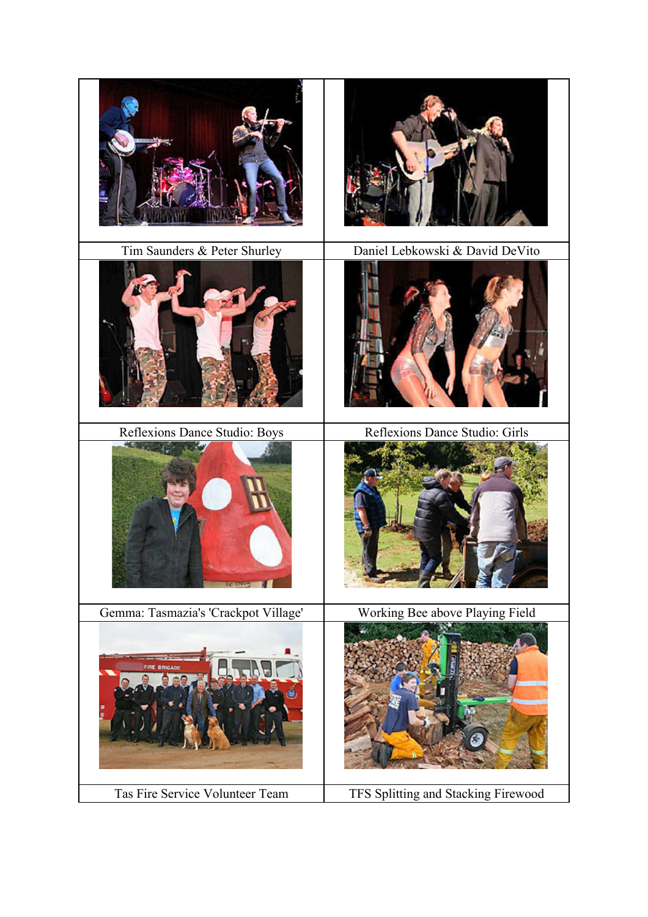| Tim Saunders & Peter Shurley | Daniel Lebkowski & David DeVito |
| --- | --- |
| Reflexions Dance Studio: Boys | Reflexions Dance Studio: Girls |
| Gemma: Tasmazia's 'Crackpot Village' | Working Bee above Playing Field |
| Tas Fire Service Volunteer Team | TFS Splitting and Stacking Firewood |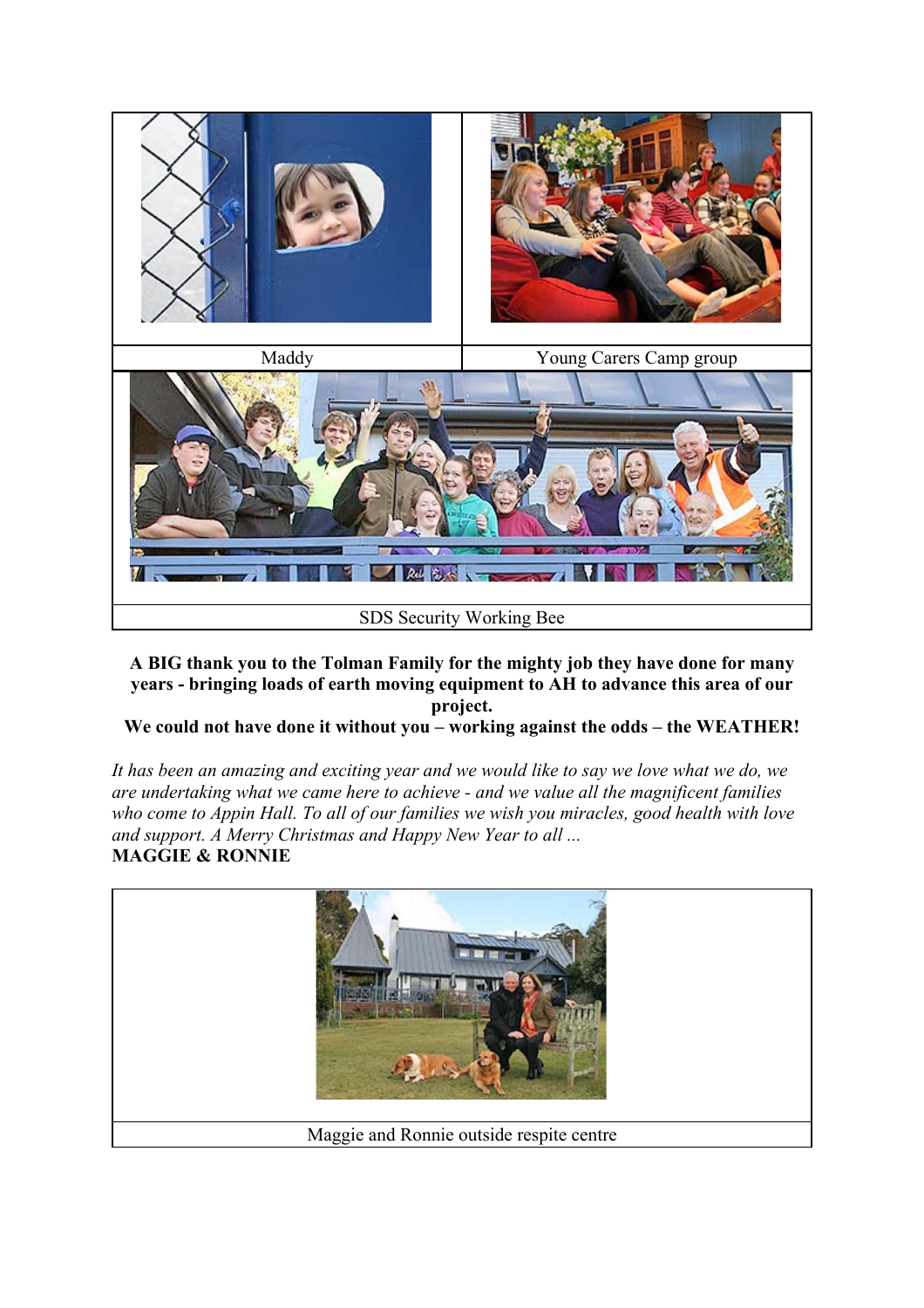| Maddy | Young Carers Camp group |
| --- | --- |

SDS Security Working Bee

**A BIG thank you to the Tolman Family for the mighty job they have done for many years - bringing loads of earth moving equipment to AH to advance this area of our project.**
**We could not have done it without you – working against the odds – the WEATHER!**

*It has been an amazing and exciting year and we would like to say we love what we do, we are undertaking what we came here to achieve - and we value all the magnificent families who come to Appin Hall. To all of our families we wish you miracles, good health with love and support. A Merry Christmas and Happy New Year to all ...*
**MAGGIE & RONNIE**

Maggie and Ronnie outside respite centre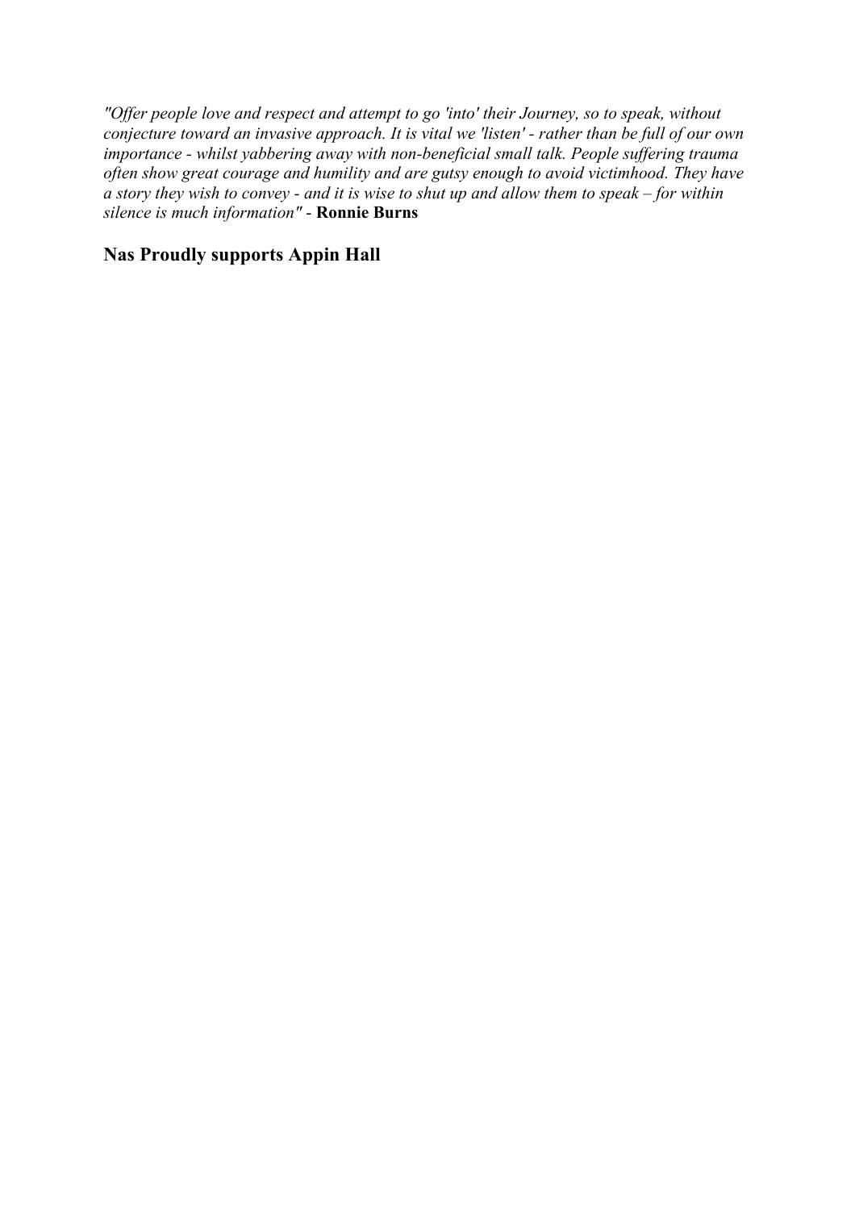*"Offer people love and respect and attempt to go 'into' their Journey, so to speak, without conjecture toward an invasive approach. It is vital we 'listen' - rather than be full of our own importance - whilst yabbering away with non-beneficial small talk. People suffering trauma often show great courage and humility and are gutsy enough to avoid victimhood. They have a story they wish to convey - and it is wise to shut up and allow them to speak – for within silence is much information"* - **Ronnie Burns**

## Nas Proudly supports Appin Hall